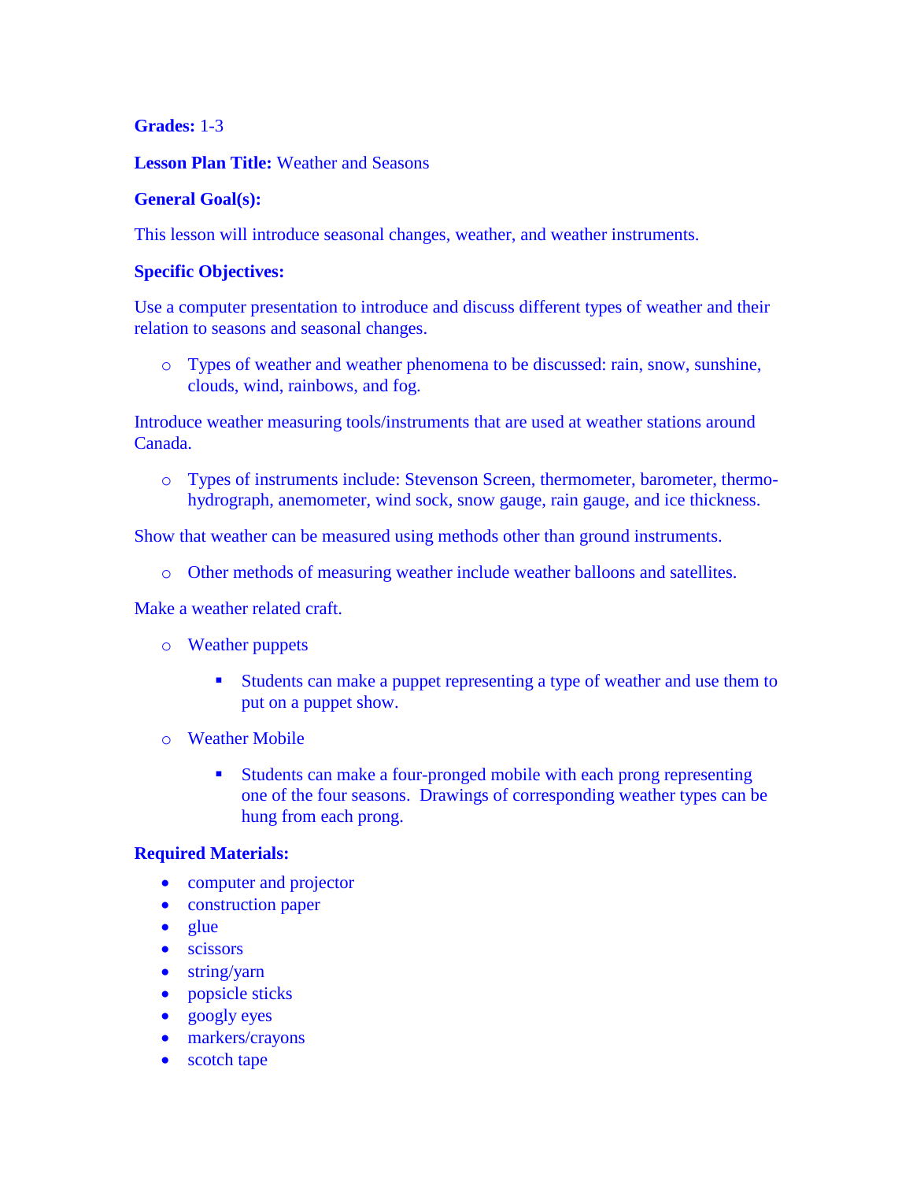**Grades:** 1-3

**Lesson Plan Title:** Weather and Seasons

**General Goal(s):**

This lesson will introduce seasonal changes, weather, and weather instruments.

**Specific Objectives:**

Use a computer presentation to introduce and discuss different types of weather and their relation to seasons and seasonal changes.

- Types of weather and weather phenomena to be discussed: rain, snow, sunshine, clouds, wind, rainbows, and fog.

Introduce weather measuring tools/instruments that are used at weather stations around Canada.

- Types of instruments include: Stevenson Screen, thermometer, barometer, thermo-hydrograph, anemometer, wind sock, snow gauge, rain gauge, and ice thickness.

Show that weather can be measured using methods other than ground instruments.

- Other methods of measuring weather include weather balloons and satellites.

Make a weather related craft.

- Weather puppets
  - Students can make a puppet representing a type of weather and use them to put on a puppet show.
- Weather Mobile
  - Students can make a four-pronged mobile with each prong representing one of the four seasons. Drawings of corresponding weather types can be hung from each prong.

**Required Materials:**

- computer and projector
- construction paper
- glue
- scissors
- string/yarn
- popsicle sticks
- googly eyes
- markers/crayons
- scotch tape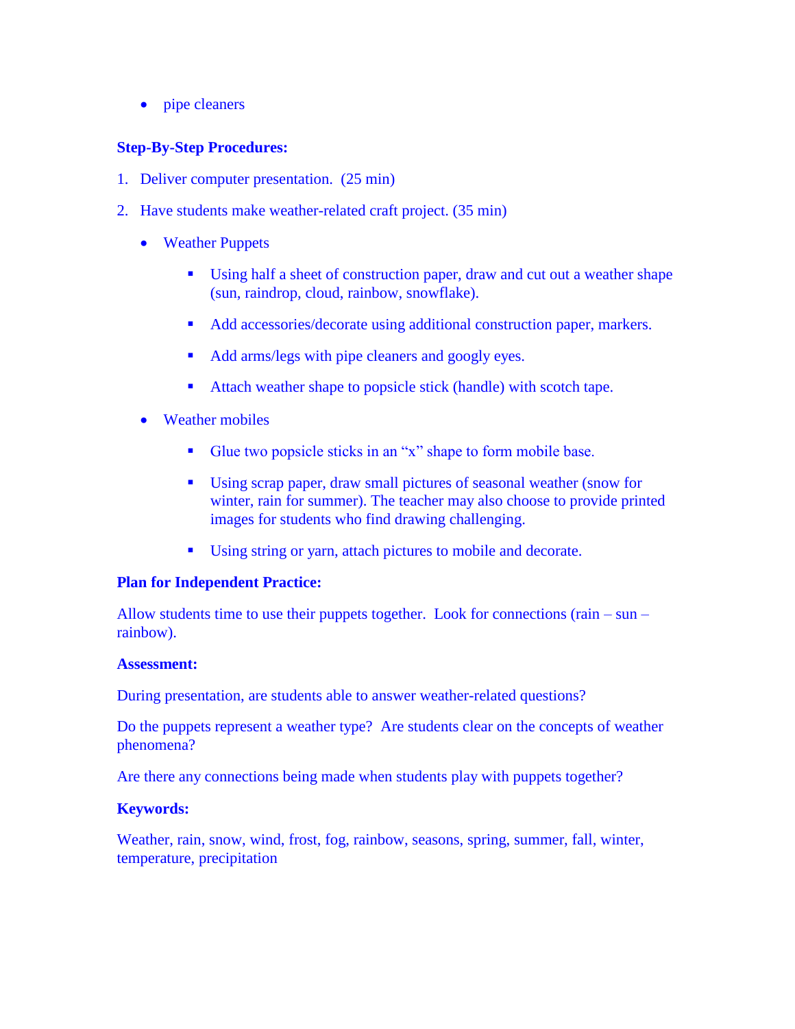- pipe cleaners

**Step-By-Step Procedures:**

1. Deliver computer presentation. (25 min)
2. Have students make weather-related craft project. (35 min)
   - Weather Puppets
     - Using half a sheet of construction paper, draw and cut out a weather shape (sun, raindrop, cloud, rainbow, snowflake).
     - Add accessories/decorate using additional construction paper, markers.
     - Add arms/legs with pipe cleaners and googly eyes.
     - Attach weather shape to popsicle stick (handle) with scotch tape.
   - Weather mobiles
     - Glue two popsicle sticks in an "x" shape to form mobile base.
     - Using scrap paper, draw small pictures of seasonal weather (snow for winter, rain for summer). The teacher may also choose to provide printed images for students who find drawing challenging.
     - Using string or yarn, attach pictures to mobile and decorate.

**Plan for Independent Practice:**

Allow students time to use their puppets together. Look for connections (rain – sun – rainbow).

**Assessment:**

During presentation, are students able to answer weather-related questions?

Do the puppets represent a weather type? Are students clear on the concepts of weather phenomena?

Are there any connections being made when students play with puppets together?

**Keywords:**

Weather, rain, snow, wind, frost, fog, rainbow, seasons, spring, summer, fall, winter, temperature, precipitation